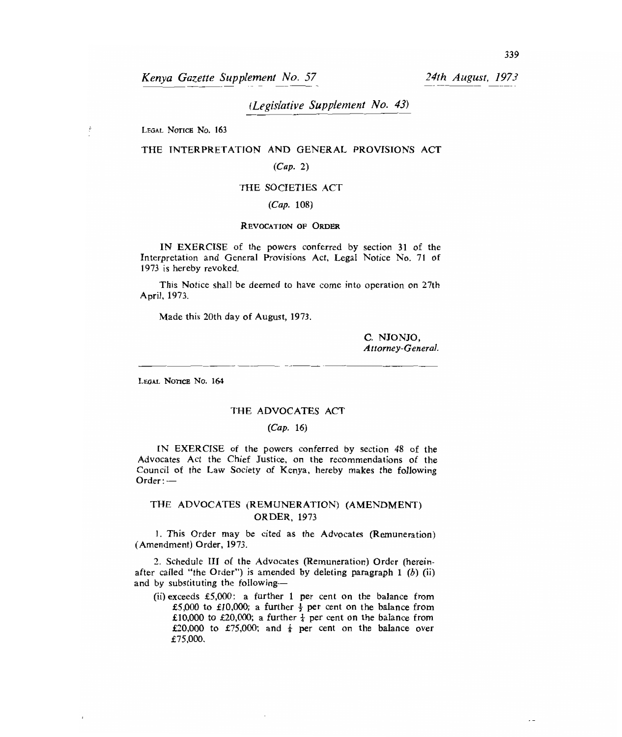*Kenya Gazette Supplement No. 57* *24th August, 1973*

*(Legislative Supplement No. 43)*

LEGAL NOTICE No. 163

## THE INTERPRETATION AND GENERAL PROVISIONS ACT

*(Cap. 2)*

## THE SOCIETIES ACT

*(Cap. 108)*

### REVOCATION OF ORDER

IN EXERCISE of the powers conferred by section 31 of the Interpretation and General Provisions Act, Legal Notice No. 71 of 1973 is hereby revoked.

This Notice shall be deemed to have come into operation on 27th April, 1973.

Made this 20th day of August, 1973.

C. NJONJO,
*Attorney-General.*

---

LEGAL NOTICE No. 164

## THE ADVOCATES ACT

*(Cap. 16)*

IN EXERCISE of the powers conferred by section 48 of the Advocates Act the Chief Justice, on the recommendations of the Council of the Law Society of Kenya, hereby makes the following Order:—

### THE ADVOCATES (REMUNERATION) (AMENDMENT) ORDER, 1973

1. This Order may be cited as the Advocates (Remuneration) (Amendment) Order, 1973.

2. Schedule III of the Advocates (Remuneration) Order (hereinafter called "the Order") is amended by deleting paragraph 1 *(b)* (ii) and by substituting the following—

(ii) exceeds £5,000: a further 1 per cent on the balance from £5,000 to £10,000; a further ½ per cent on the balance from £10,000 to £20,000; a further ¼ per cent on the balance from £20,000 to £75,000; and ⅛ per cent on the balance over £75,000.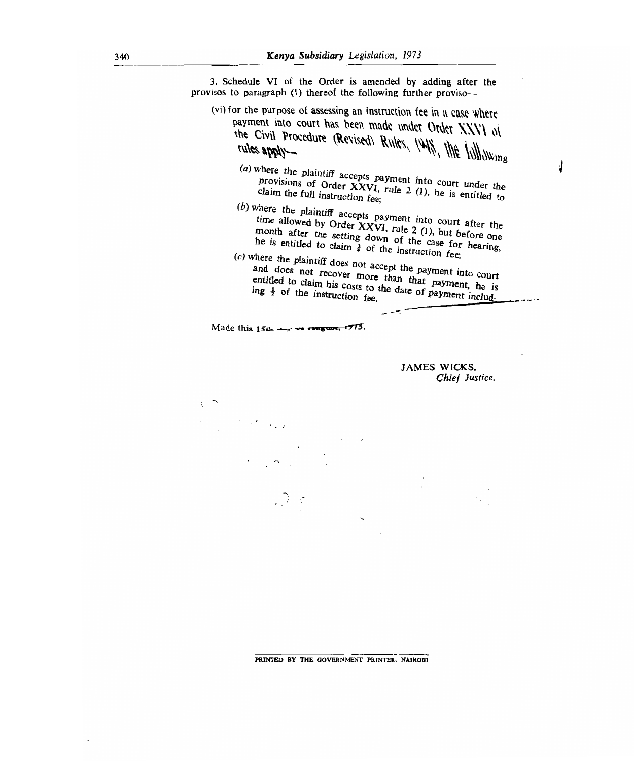3. Schedule VI of the Order is amended by adding after the provisos to paragraph (1) thereof the following further proviso—

(vi) for the purpose of assessing an instruction fee in a case where payment into court has been made under Order XXVI of the Civil Procedure (Revised) Rules, 1948, the following rules apply—

(a) where the plaintiff accepts payment into court under the provisions of Order XXVI, rule 2 (1), he is entitled to claim the full instruction fee;

(b) where the plaintiff accepts payment into court after the time allowed by Order XXVI, rule 2 (1), but before one month after the setting down of the case for hearing, he is entitled to claim ¾ of the instruction fee;

(c) where the plaintiff does not accept the payment into court and does not recover more than that payment, he is entitled to claim his costs to the date of payment including ½ of the instruction fee.

Made this 15th day of August, 1973.

JAMES WICKS,
*Chief Justice.*

PRINTED BY THE GOVERNMENT PRINTER, NAIROBI